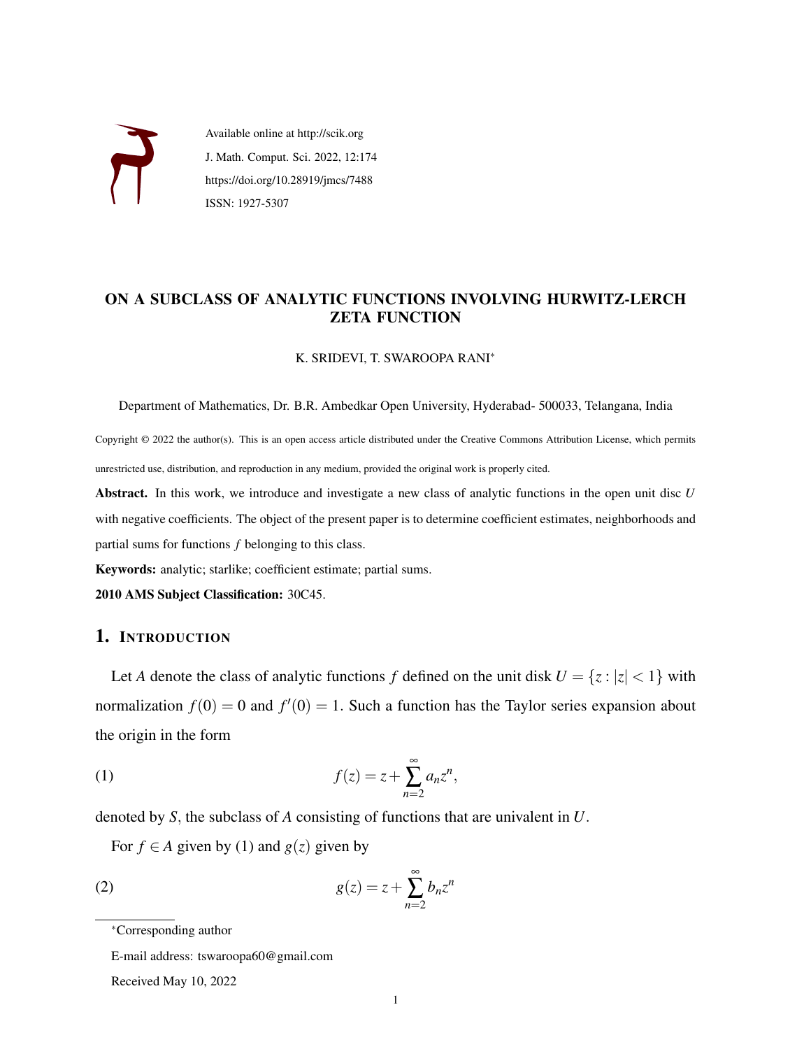Available online at http://scik.org

J. Math. Comput. Sci. 2022, 12:174

https://doi.org/10.28919/jmcs/7488

ISSN: 1927-5307

# ON A SUBCLASS OF ANALYTIC FUNCTIONS INVOLVING HURWITZ-LERCH ZETA FUNCTION

K. SRIDEVI, T. SWAROOPA RANI*

Department of Mathematics, Dr. B.R. Ambedkar Open University, Hyderabad- 500033, Telangana, India

Copyright © 2022 the author(s). This is an open access article distributed under the Creative Commons Attribution License, which permits unrestricted use, distribution, and reproduction in any medium, provided the original work is properly cited.

**Abstract.** In this work, we introduce and investigate a new class of analytic functions in the open unit disc $U$ with negative coefficients. The object of the present paper is to determine coefficient estimates, neighborhoods and partial sums for functions $f$ belonging to this class.

**Keywords:** analytic; starlike; coefficient estimate; partial sums.

**2010 AMS Subject Classification:** 30C45.

## 1. Introduction

Let $A$ denote the class of analytic functions $f$ defined on the unit disk $U = \{z : |z| < 1\}$ with normalization $f(0) = 0$ and $f'(0) = 1$. Such a function has the Taylor series expansion about the origin in the form

$$f(z) = z + \sum_{n=2}^{\infty} a_n z^n, \tag{1}$$

denoted by $S$, the subclass of $A$ consisting of functions that are univalent in $U$.

For $f \in A$ given by (1) and $g(z)$ given by

$$g(z) = z + \sum_{n=2}^{\infty} b_n z^n \tag{2}$$

*Corresponding author

E-mail address: tswaroopa60@gmail.com

Received May 10, 2022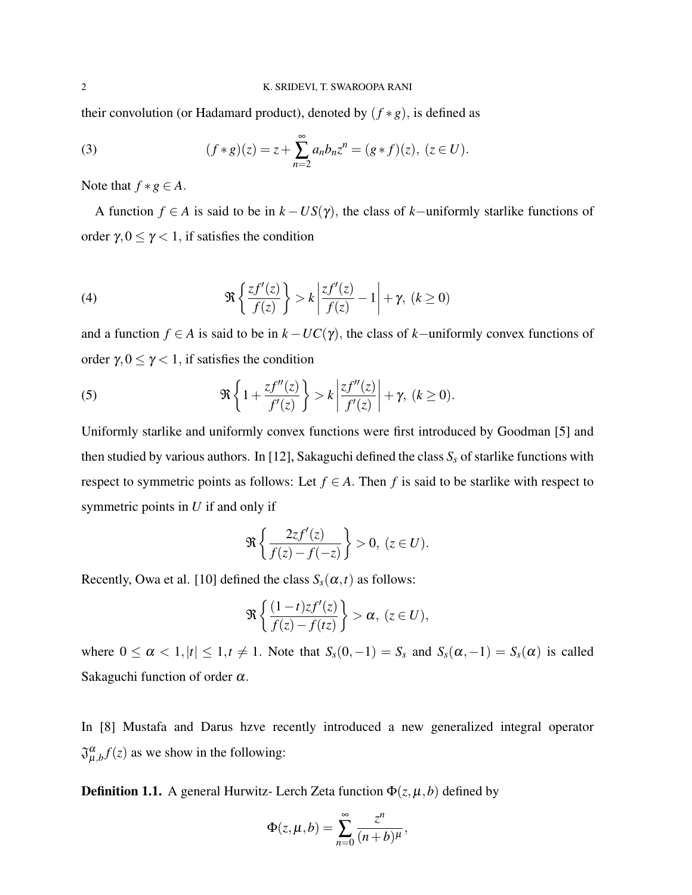their convolution (or Hadamard product), denoted by $(f * g)$, is defined as

$$(f * g)(z) = z + \sum_{n=2}^{\infty} a_n b_n z^n = (g * f)(z),\ (z \in U). \tag{3}$$

Note that $f * g \in A$.

A function $f \in A$ is said to be in $k - US(\gamma)$, the class of $k-$uniformly starlike functions of order $\gamma, 0 \leq \gamma < 1$, if satisfies the condition

$$\Re\left\{\frac{zf'(z)}{f(z)}\right\} > k\left|\frac{zf'(z)}{f(z)} - 1\right| + \gamma,\ (k \geq 0) \tag{4}$$

and a function $f \in A$ is said to be in $k - UC(\gamma)$, the class of $k-$uniformly convex functions of order $\gamma, 0 \leq \gamma < 1$, if satisfies the condition

$$\Re\left\{1 + \frac{zf''(z)}{f'(z)}\right\} > k\left|\frac{zf''(z)}{f'(z)}\right| + \gamma,\ (k \geq 0). \tag{5}$$

Uniformly starlike and uniformly convex functions were first introduced by Goodman [5] and then studied by various authors. In [12], Sakaguchi defined the class $S_s$ of starlike functions with respect to symmetric points as follows: Let $f \in A$. Then $f$ is said to be starlike with respect to symmetric points in $U$ if and only if

$$\Re\left\{\frac{2zf'(z)}{f(z) - f(-z)}\right\} > 0,\ (z \in U).$$

Recently, Owa et al. [10] defined the class $S_s(\alpha, t)$ as follows:

$$\Re\left\{\frac{(1-t)zf'(z)}{f(z) - f(tz)}\right\} > \alpha,\ (z \in U),$$

where $0 \leq \alpha < 1, |t| \leq 1, t \neq 1$. Note that $S_s(0, -1) = S_s$ and $S_s(\alpha, -1) = S_s(\alpha)$ is called Sakaguchi function of order $\alpha$.

In [8] Mustafa and Darus hzve recently introduced a new generalized integral operator $\mathfrak{J}^{\alpha}_{\mu,b} f(z)$ as we show in the following:

**Definition 1.1.** A general Hurwitz- Lerch Zeta function $\Phi(z, \mu, b)$ defined by

$$\Phi(z, \mu, b) = \sum_{n=0}^{\infty} \frac{z^n}{(n+b)^{\mu}},$$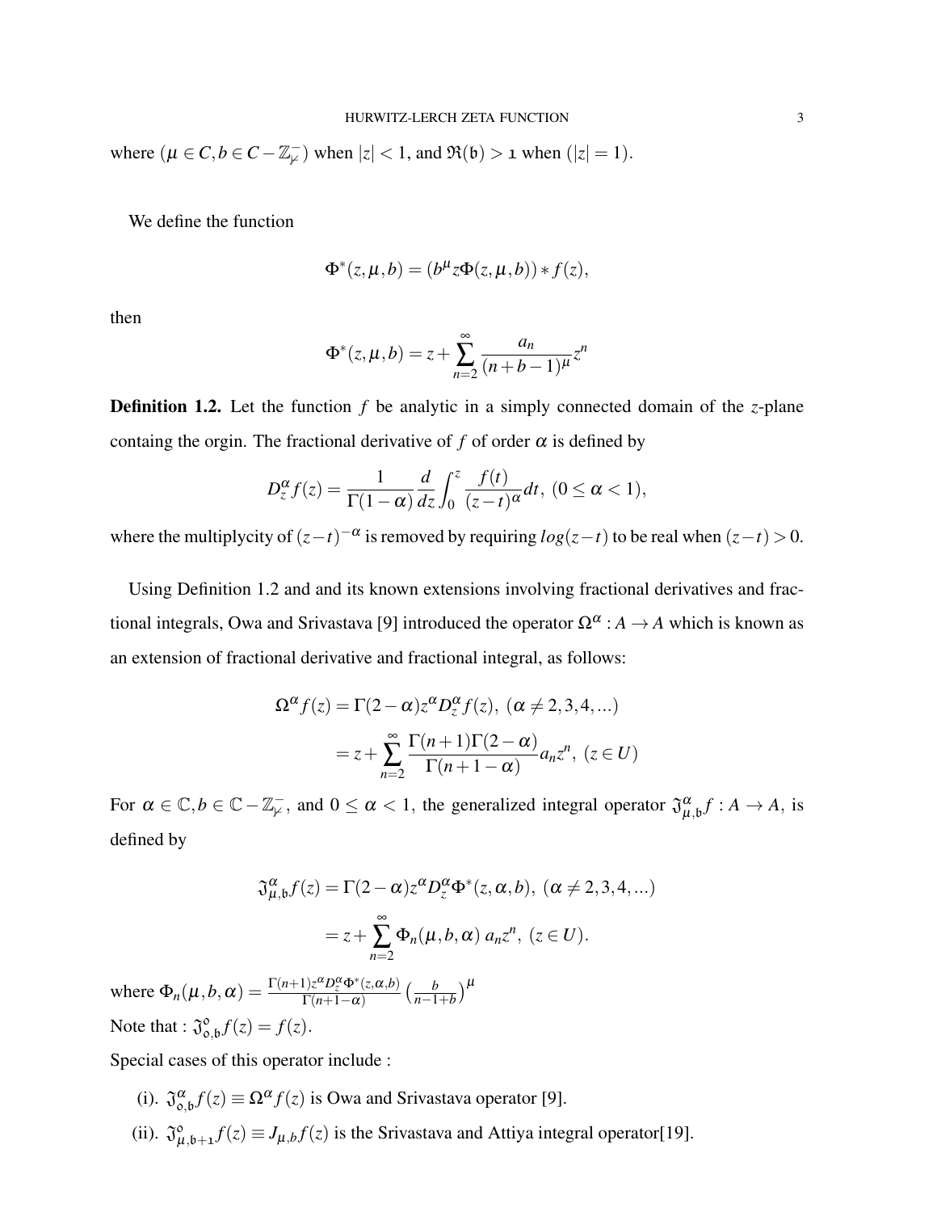where ($\mu \in C, b \in C - \mathbb{Z}_{\nu}^{-}$) when $|z| < 1$, and $\Re(\mathfrak{b}) > \mathfrak{1}$ when ($|z| = 1$).

We define the function

$$\Phi^{*}(z,\mu,b) = (b^{\mu} z\Phi(z,\mu,b)) * f(z),$$

then

$$\Phi^{*}(z,\mu,b) = z + \sum_{n=2}^{\infty} \frac{a_n}{(n+b-1)^{\mu}} z^n$$

**Definition 1.2.** Let the function $f$ be analytic in a simply connected domain of the $z$-plane containg the orgin. The fractional derivative of $f$ of order $\alpha$ is defined by

$$D_z^{\alpha} f(z) = \frac{1}{\Gamma(1-\alpha)} \frac{d}{dz} \int_0^z \frac{f(t)}{(z-t)^{\alpha}} dt, \ (0 \leq \alpha < 1),$$

where the multiplycity of $(z-t)^{-\alpha}$ is removed by requiring $log(z-t)$ to be real when $(z-t) > 0$.

Using Definition 1.2 and and its known extensions involving fractional derivatives and fractional integrals, Owa and Srivastava [9] introduced the operator $\Omega^{\alpha} : A \to A$ which is known as an extension of fractional derivative and fractional integral, as follows:

$$\begin{aligned}
\Omega^{\alpha} f(z) &= \Gamma(2-\alpha) z^{\alpha} D_z^{\alpha} f(z), \ (\alpha \neq 2,3,4,...) \\
&= z + \sum_{n=2}^{\infty} \frac{\Gamma(n+1)\Gamma(2-\alpha)}{\Gamma(n+1-\alpha)} a_n z^n, \ (z \in U)
\end{aligned}$$

For $\alpha \in \mathbb{C}, b \in \mathbb{C} - \mathbb{Z}_{\nu}^{-}$, and $0 \leq \alpha < 1$, the generalized integral operator $\mathfrak{J}_{\mu,\mathfrak{b}}^{\alpha} f : A \to A$, is defined by

$$\begin{aligned}
\mathfrak{J}_{\mu,\mathfrak{b}}^{\alpha} f(z) &= \Gamma(2-\alpha) z^{\alpha} D_z^{\alpha} \Phi^{*}(z,\alpha,b), \ (\alpha \neq 2,3,4,...) \\
&= z + \sum_{n=2}^{\infty} \Phi_n(\mu,b,\alpha) \, a_n z^n, \ (z \in U).
\end{aligned}$$

where $\Phi_n(\mu,b,\alpha) = \frac{\Gamma(n+1) z^{\alpha} D_z^{\alpha} \Phi^{*}(z,\alpha,b)}{\Gamma(n+1-\alpha)} \left(\frac{b}{n-1+b}\right)^{\mu}$

Note that : $\mathfrak{J}_{\mathfrak{o},\mathfrak{b}}^{\mathfrak{o}} f(z) = f(z)$.

Special cases of this operator include :

(i). $\mathfrak{J}_{\mathfrak{o},\mathfrak{b}}^{\alpha} f(z) \equiv \Omega^{\alpha} f(z)$ is Owa and Srivastava operator [9].

(ii). $\mathfrak{J}_{\mu,\mathfrak{b}+\mathfrak{1}}^{\mathfrak{o}} f(z) \equiv J_{\mu,b} f(z)$ is the Srivastava and Attiya integral operator[19].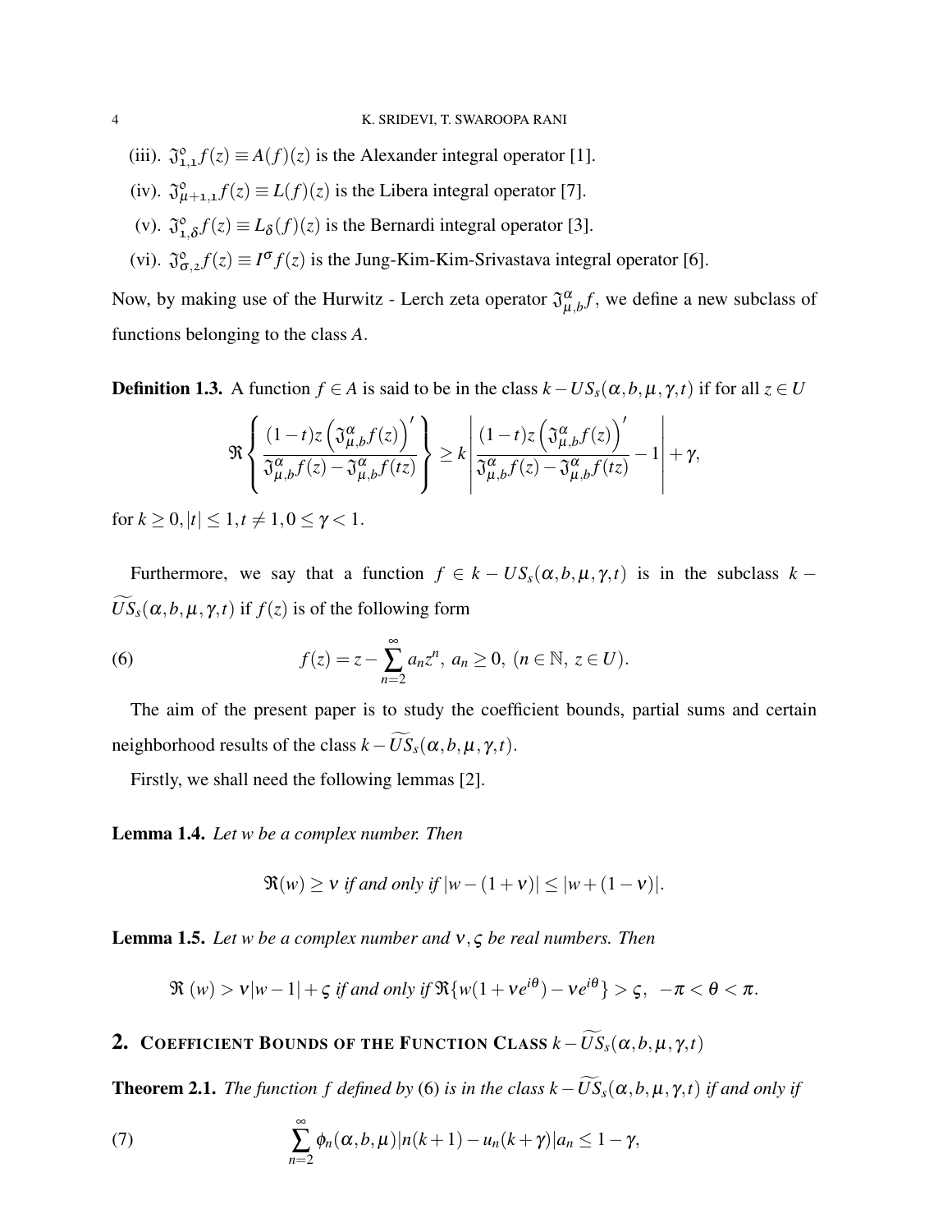(iii). $\mathfrak{J}^{o}_{1,1} f(z) \equiv A(f)(z)$ is the Alexander integral operator [1].

(iv). $\mathfrak{J}^{o}_{\mu+1,1} f(z) \equiv L(f)(z)$ is the Libera integral operator [7].

(v). $\mathfrak{J}^{o}_{1,\delta} f(z) \equiv L_{\delta}(f)(z)$ is the Bernardi integral operator [3].

(vi). $\mathfrak{J}^{o}_{\sigma,2} f(z) \equiv I^{\sigma} f(z)$ is the Jung-Kim-Kim-Srivastava integral operator [6].

Now, by making use of the Hurwitz - Lerch zeta operator $\mathfrak{J}^{\alpha}_{\mu,b} f$, we define a new subclass of functions belonging to the class $A$.

**Definition 1.3.** A function $f \in A$ is said to be in the class $k - US_s(\alpha, b, \mu, \gamma, t)$ if for all $z \in U$

$$\Re\left\{\frac{(1-t)z\left(\mathfrak{J}^{\alpha}_{\mu,b} f(z)\right)'}{\mathfrak{J}^{\alpha}_{\mu,b} f(z) - \mathfrak{J}^{\alpha}_{\mu,b} f(tz)}\right\} \geq k\left|\frac{(1-t)z\left(\mathfrak{J}^{\alpha}_{\mu,b} f(z)\right)'}{\mathfrak{J}^{\alpha}_{\mu,b} f(z) - \mathfrak{J}^{\alpha}_{\mu,b} f(tz)} - 1\right| + \gamma,$$

for $k \geq 0, |t| \leq 1, t \neq 1, 0 \leq \gamma < 1$.

Furthermore, we say that a function $f \in k - US_s(\alpha, b, \mu, \gamma, t)$ is in the subclass $k - \widetilde{US}_s(\alpha, b, \mu, \gamma, t)$ if $f(z)$ is of the following form

$$f(z) = z - \sum_{n=2}^{\infty} a_n z^n, \ a_n \geq 0, \ (n \in \mathbb{N}, \ z \in U). \tag{6}$$

The aim of the present paper is to study the coefficient bounds, partial sums and certain neighborhood results of the class $k - \widetilde{US}_s(\alpha, b, \mu, \gamma, t)$.

Firstly, we shall need the following lemmas [2].

**Lemma 1.4.** *Let $w$ be a complex number. Then*

$$\Re(w) \geq \nu \text{ if and only if } |w - (1+\nu)| \leq |w + (1-\nu)|.$$

**Lemma 1.5.** *Let $w$ be a complex number and $\nu, \varsigma$ be real numbers. Then*

$$\Re\,(w) > \nu|w-1| + \varsigma \text{ if and only if } \Re\{w(1+\nu e^{i\theta}) - \nu e^{i\theta}\} > \varsigma, \ \ -\pi < \theta < \pi.$$

## 2. Coefficient Bounds of the Function Class $k - \widetilde{US}_s(\alpha, b, \mu, \gamma, t)$

**Theorem 2.1.** *The function $f$ defined by* (6) *is in the class $k - \widetilde{US}_s(\alpha, b, \mu, \gamma, t)$ if and only if*

$$\sum_{n=2}^{\infty} \phi_n(\alpha, b, \mu)|n(k+1) - u_n(k+\gamma)|a_n \leq 1 - \gamma, \tag{7}$$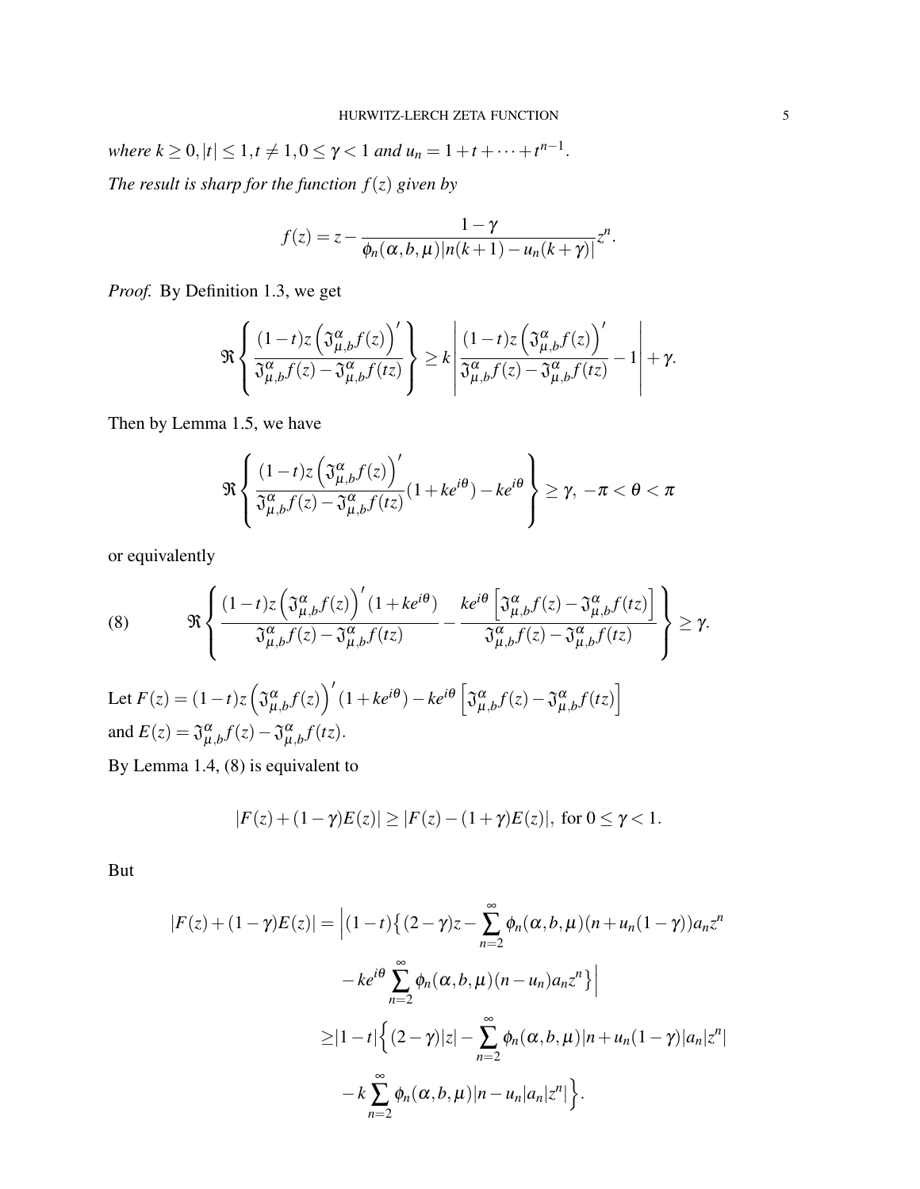*where* $k \geq 0, |t| \leq 1, t \neq 1, 0 \leq \gamma < 1$ *and* $u_n = 1 + t + \cdots + t^{n-1}$.

*The result is sharp for the function* $f(z)$ *given by*

$$f(z) = z - \frac{1-\gamma}{\phi_n(\alpha,b,\mu)|n(k+1) - u_n(k+\gamma)|} z^n.$$

*Proof.* By Definition 1.3, we get

$$\Re\left\{\frac{(1-t)z\left(\mathfrak{J}_{\mu,b}^{\alpha}f(z)\right)'}{\mathfrak{J}_{\mu,b}^{\alpha}f(z) - \mathfrak{J}_{\mu,b}^{\alpha}f(tz)}\right\} \geq k\left|\frac{(1-t)z\left(\mathfrak{J}_{\mu,b}^{\alpha}f(z)\right)'}{\mathfrak{J}_{\mu,b}^{\alpha}f(z) - \mathfrak{J}_{\mu,b}^{\alpha}f(tz)} - 1\right| + \gamma.$$

Then by Lemma 1.5, we have

$$\Re\left\{\frac{(1-t)z\left(\mathfrak{J}_{\mu,b}^{\alpha}f(z)\right)'}{\mathfrak{J}_{\mu,b}^{\alpha}f(z) - \mathfrak{J}_{\mu,b}^{\alpha}f(tz)}(1+ke^{i\theta}) - ke^{i\theta}\right\} \geq \gamma, \ -\pi < \theta < \pi$$

or equivalently

$$\Re\left\{\frac{(1-t)z\left(\mathfrak{J}_{\mu,b}^{\alpha}f(z)\right)'(1+ke^{i\theta})}{\mathfrak{J}_{\mu,b}^{\alpha}f(z) - \mathfrak{J}_{\mu,b}^{\alpha}f(tz)} - \frac{ke^{i\theta}\left[\mathfrak{J}_{\mu,b}^{\alpha}f(z) - \mathfrak{J}_{\mu,b}^{\alpha}f(tz)\right]}{\mathfrak{J}_{\mu,b}^{\alpha}f(z) - \mathfrak{J}_{\mu,b}^{\alpha}f(tz)}\right\} \geq \gamma. \tag{8}$$

Let $F(z) = (1-t)z\left(\mathfrak{J}_{\mu,b}^{\alpha}f(z)\right)'(1+ke^{i\theta}) - ke^{i\theta}\left[\mathfrak{J}_{\mu,b}^{\alpha}f(z) - \mathfrak{J}_{\mu,b}^{\alpha}f(tz)\right]$
and $E(z) = \mathfrak{J}_{\mu,b}^{\alpha}f(z) - \mathfrak{J}_{\mu,b}^{\alpha}f(tz)$.

By Lemma 1.4, (8) is equivalent to

$$|F(z) + (1-\gamma)E(z)| \geq |F(z) - (1+\gamma)E(z)|, \text{ for } 0 \leq \gamma < 1.$$

But

$$\begin{aligned}
|F(z) + (1-\gamma)E(z)| &= \Big|(1-t)\big\{(2-\gamma)z - \sum_{n=2}^{\infty}\phi_n(\alpha,b,\mu)(n + u_n(1-\gamma))a_n z^n \\
&\quad - ke^{i\theta}\sum_{n=2}^{\infty}\phi_n(\alpha,b,\mu)(n-u_n)a_n z^n\big\}\Big| \\
&\geq |1-t|\Big\{(2-\gamma)|z| - \sum_{n=2}^{\infty}\phi_n(\alpha,b,\mu)|n + u_n(1-\gamma)|a_n|z^n| \\
&\quad - k\sum_{n=2}^{\infty}\phi_n(\alpha,b,\mu)|n-u_n|a_n|z^n|\Big\}.
\end{aligned}$$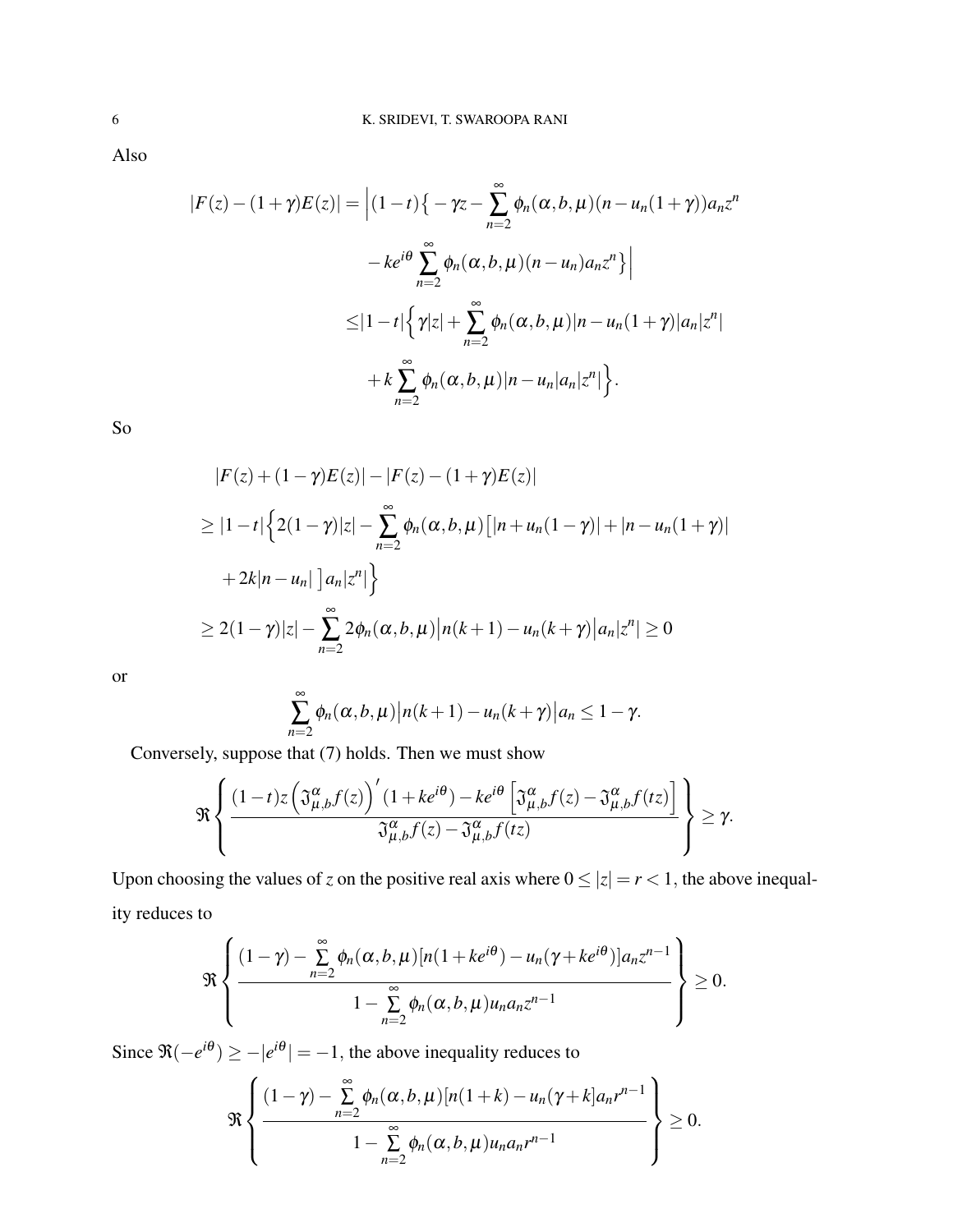Also

$$
\begin{aligned}
|F(z)-(1+\gamma)E(z)| = & \Big|(1-t)\big\{-\gamma z-\sum_{n=2}^{\infty}\phi_n(\alpha,b,\mu)(n-u_n(1+\gamma))a_nz^n \\
& -ke^{i\theta}\sum_{n=2}^{\infty}\phi_n(\alpha,b,\mu)(n-u_n)a_nz^n\big\}\Big| \\
\leq & |1-t|\Big\{\gamma|z|+\sum_{n=2}^{\infty}\phi_n(\alpha,b,\mu)|n-u_n(1+\gamma)|a_n|z^n| \\
& +k\sum_{n=2}^{\infty}\phi_n(\alpha,b,\mu)|n-u_n|a_n|z^n|\Big\}.
\end{aligned}
$$

So

$$
\begin{aligned}
& |F(z)+(1-\gamma)E(z)|-|F(z)-(1+\gamma)E(z)| \\
& \geq |1-t|\Big\{2(1-\gamma)|z|-\sum_{n=2}^{\infty}\phi_n(\alpha,b,\mu)\big[|n+u_n(1-\gamma)|+|n-u_n(1+\gamma)| \\
& \quad +2k|n-u_n|\ \big]a_n|z^n|\Big\} \\
& \geq 2(1-\gamma)|z|-\sum_{n=2}^{\infty}2\phi_n(\alpha,b,\mu)\big|n(k+1)-u_n(k+\gamma)\big|a_n|z^n|\geq 0
\end{aligned}
$$

or

$$
\sum_{n=2}^{\infty}\phi_n(\alpha,b,\mu)\big|n(k+1)-u_n(k+\gamma)\big|a_n\leq 1-\gamma.
$$

Conversely, suppose that (7) holds. Then we must show

$$
\Re\left\{\frac{(1-t)z\left(\mathfrak{J}^{\alpha}_{\mu,b}f(z)\right)'(1+ke^{i\theta})-ke^{i\theta}\left[\mathfrak{J}^{\alpha}_{\mu,b}f(z)-\mathfrak{J}^{\alpha}_{\mu,b}f(tz)\right]}{\mathfrak{J}^{\alpha}_{\mu,b}f(z)-\mathfrak{J}^{\alpha}_{\mu,b}f(tz)}\right\}\geq\gamma.
$$

Upon choosing the values of $z$ on the positive real axis where $0\leq|z|=r<1$, the above inequality reduces to

$$
\Re\left\{\frac{(1-\gamma)-\sum\limits_{n=2}^{\infty}\phi_n(\alpha,b,\mu)[n(1+ke^{i\theta})-u_n(\gamma+ke^{i\theta})]a_nz^{n-1}}{1-\sum\limits_{n=2}^{\infty}\phi_n(\alpha,b,\mu)u_na_nz^{n-1}}\right\}\geq 0.
$$

Since $\Re(-e^{i\theta})\geq-|e^{i\theta}|=-1$, the above inequality reduces to

$$
\Re\left\{\frac{(1-\gamma)-\sum\limits_{n=2}^{\infty}\phi_n(\alpha,b,\mu)[n(1+k)-u_n(\gamma+k]a_nr^{n-1}}{1-\sum\limits_{n=2}^{\infty}\phi_n(\alpha,b,\mu)u_na_nr^{n-1}}\right\}\geq 0.
$$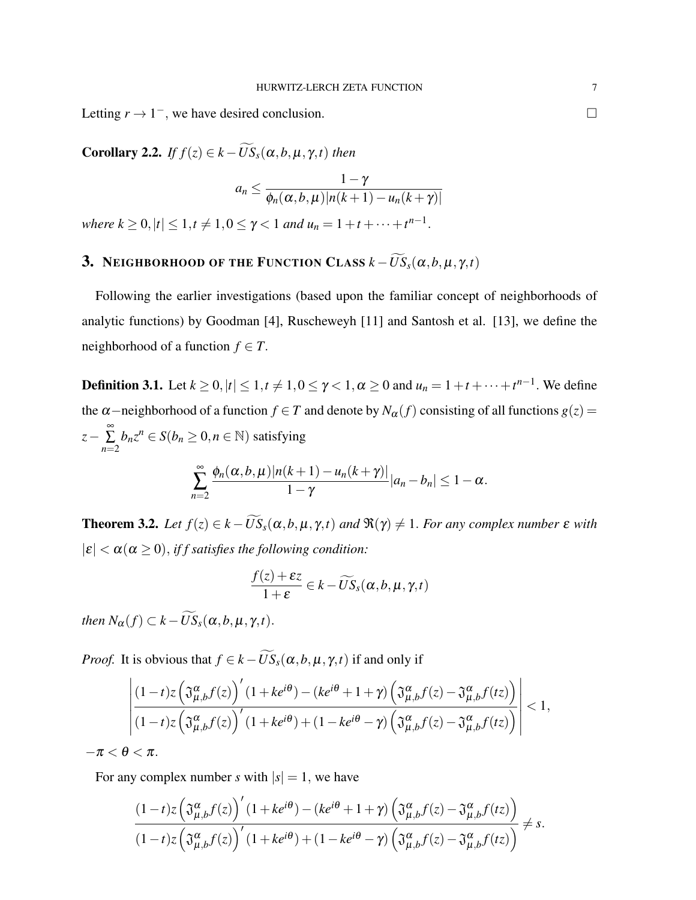Letting $r \to 1^-$, we have desired conclusion. $\square$

**Corollary 2.2.** *If $f(z) \in k-\widetilde{US}_s(\alpha, b, \mu, \gamma, t)$ then*

$$a_n \leq \frac{1-\gamma}{\phi_n(\alpha, b, \mu)|n(k+1) - u_n(k+\gamma)|}$$

*where $k \geq 0, |t| \leq 1, t \neq 1, 0 \leq \gamma < 1$ and $u_n = 1 + t + \cdots + t^{n-1}$.*

## 3. Neighborhood of the Function Class $k-\widetilde{US}_s(\alpha, b, \mu, \gamma, t)$

Following the earlier investigations (based upon the familiar concept of neighborhoods of analytic functions) by Goodman [4], Ruscheweyh [11] and Santosh et al. [13], we define the neighborhood of a function $f \in T$.

**Definition 3.1.** Let $k \geq 0, |t| \leq 1, t \neq 1, 0 \leq \gamma < 1, \alpha \geq 0$ and $u_n = 1 + t + \cdots + t^{n-1}$. We define the $\alpha-$neighborhood of a function $f \in T$ and denote by $N_\alpha(f)$ consisting of all functions $g(z) = z - \sum\limits_{n=2}^{\infty} b_n z^n \in S (b_n \geq 0, n \in \mathbb{N})$ satisfying

$$\sum_{n=2}^{\infty} \frac{\phi_n(\alpha, b, \mu)|n(k+1) - u_n(k+\gamma)|}{1-\gamma} |a_n - b_n| \leq 1 - \alpha.$$

**Theorem 3.2.** *Let $f(z) \in k-\widetilde{US}_s(\alpha, b, \mu, \gamma, t)$ and $\Re(\gamma) \neq 1$. For any complex number $\varepsilon$ with $|\varepsilon| < \alpha (\alpha \geq 0)$, if f satisfies the following condition:*

$$\frac{f(z) + \varepsilon z}{1 + \varepsilon} \in k-\widetilde{US}_s(\alpha, b, \mu, \gamma, t)$$

*then $N_\alpha(f) \subset k-\widetilde{US}_s(\alpha, b, \mu, \gamma, t)$.*

*Proof.* It is obvious that $f \in k-\widetilde{US}_s(\alpha, b, \mu, \gamma, t)$ if and only if

$$\left| \frac{(1-t)z\left(\mathfrak{J}_{\mu,b}^{\alpha} f(z)\right)'(1+ke^{i\theta}) - (ke^{i\theta} + 1 + \gamma)\left(\mathfrak{J}_{\mu,b}^{\alpha} f(z) - \mathfrak{J}_{\mu,b}^{\alpha} f(tz)\right)}{(1-t)z\left(\mathfrak{J}_{\mu,b}^{\alpha} f(z)\right)'(1+ke^{i\theta}) + (1 - ke^{i\theta} - \gamma)\left(\mathfrak{J}_{\mu,b}^{\alpha} f(z) - \mathfrak{J}_{\mu,b}^{\alpha} f(tz)\right)} \right| < 1,$$

$-\pi < \theta < \pi$.

For any complex number $s$ with $|s| = 1$, we have

$$\frac{(1-t)z\left(\mathfrak{J}_{\mu,b}^{\alpha} f(z)\right)'(1+ke^{i\theta}) - (ke^{i\theta} + 1 + \gamma)\left(\mathfrak{J}_{\mu,b}^{\alpha} f(z) - \mathfrak{J}_{\mu,b}^{\alpha} f(tz)\right)}{(1-t)z\left(\mathfrak{J}_{\mu,b}^{\alpha} f(z)\right)'(1+ke^{i\theta}) + (1 - ke^{i\theta} - \gamma)\left(\mathfrak{J}_{\mu,b}^{\alpha} f(z) - \mathfrak{J}_{\mu,b}^{\alpha} f(tz)\right)} \neq s.$$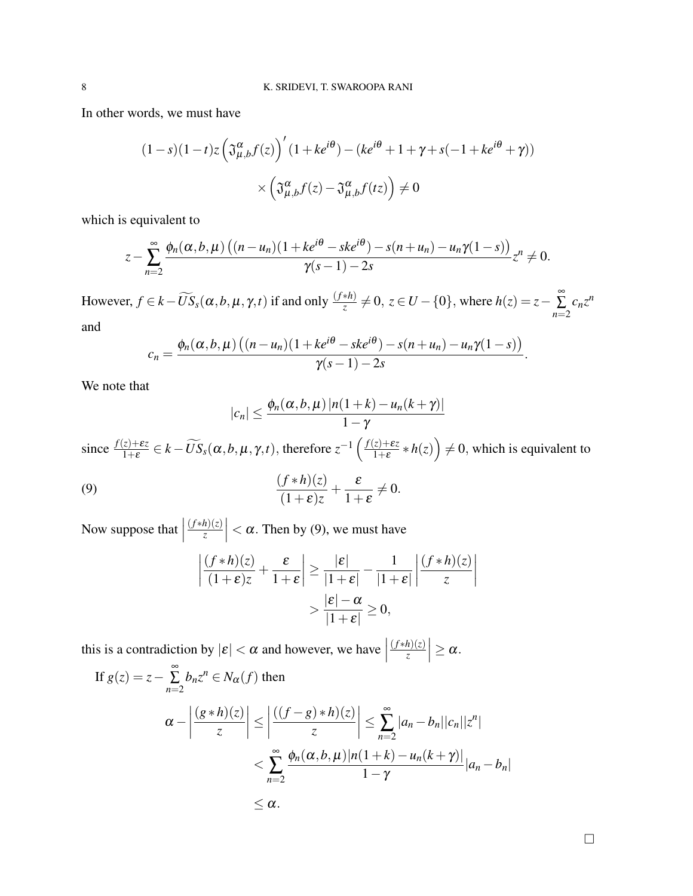In other words, we must have

$$(1-s)(1-t)z\left(\mathfrak{J}^{\alpha}_{\mu,b}f(z)\right)'(1+ke^{i\theta}) - (ke^{i\theta}+1+\gamma+s(-1+ke^{i\theta}+\gamma))$$
$$\times\left(\mathfrak{J}^{\alpha}_{\mu,b}f(z) - \mathfrak{J}^{\alpha}_{\mu,b}f(tz)\right) \neq 0$$

which is equivalent to

$$z - \sum_{n=2}^{\infty} \frac{\phi_n(\alpha,b,\mu)\left((n-u_n)(1+ke^{i\theta}-ske^{i\theta}) - s(n+u_n) - u_n\gamma(1-s)\right)}{\gamma(s-1)-2s} z^n \neq 0.$$

However, $f \in k-\widetilde{US}_s(\alpha,b,\mu,\gamma,t)$ if and only $\frac{(f*h)}{z} \neq 0,\ z \in U-\{0\}$, where $h(z) = z - \sum\limits_{n=2}^{\infty} c_n z^n$ and

$$c_n = \frac{\phi_n(\alpha,b,\mu)\left((n-u_n)(1+ke^{i\theta}-ske^{i\theta}) - s(n+u_n) - u_n\gamma(1-s)\right)}{\gamma(s-1)-2s}.$$

We note that

$$|c_n| \leq \frac{\phi_n(\alpha,b,\mu)\,|n(1+k) - u_n(k+\gamma)|}{1-\gamma}$$

since $\frac{f(z)+\varepsilon z}{1+\varepsilon} \in k-\widetilde{US}_s(\alpha,b,\mu,\gamma,t)$, therefore $z^{-1}\left(\frac{f(z)+\varepsilon z}{1+\varepsilon} * h(z)\right) \neq 0$, which is equivalent to

$$\frac{(f*h)(z)}{(1+\varepsilon)z} + \frac{\varepsilon}{1+\varepsilon} \neq 0. \tag{9}$$

Now suppose that $\left|\frac{(f*h)(z)}{z}\right| < \alpha$. Then by (9), we must have

$$\left|\frac{(f*h)(z)}{(1+\varepsilon)z} + \frac{\varepsilon}{1+\varepsilon}\right| \geq \frac{|\varepsilon|}{|1+\varepsilon|} - \frac{1}{|1+\varepsilon|}\left|\frac{(f*h)(z)}{z}\right|$$
$$> \frac{|\varepsilon|-\alpha}{|1+\varepsilon|} \geq 0,$$

this is a contradiction by $|\varepsilon| < \alpha$ and however, we have $\left|\frac{(f*h)(z)}{z}\right| \geq \alpha$.

If $g(z) = z - \sum\limits_{n=2}^{\infty} b_n z^n \in N_\alpha(f)$ then

$$\alpha - \left|\frac{(g*h)(z)}{z}\right| \leq \left|\frac{((f-g)*h)(z)}{z}\right| \leq \sum_{n=2}^{\infty} |a_n - b_n||c_n||z^n|$$
$$< \sum_{n=2}^{\infty} \frac{\phi_n(\alpha,b,\mu)|n(1+k) - u_n(k+\gamma)|}{1-\gamma}|a_n - b_n|$$
$$\leq \alpha.$$

□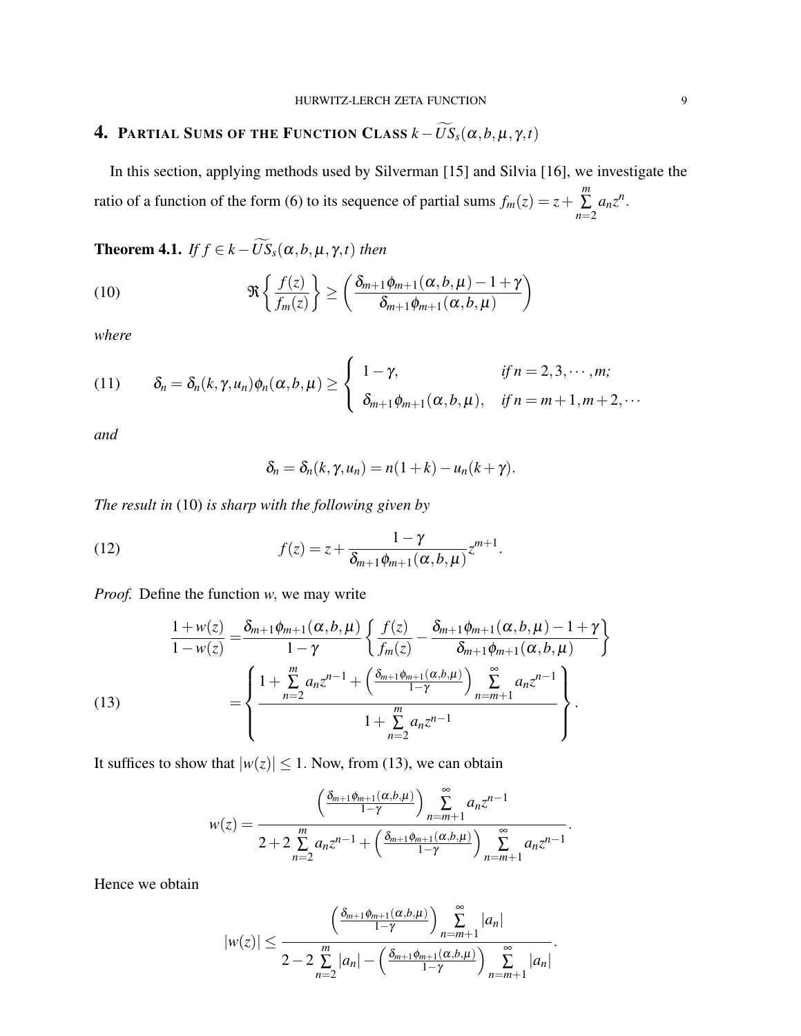## 4. Partial Sums of the Function Class $k-\widetilde{US}_s(\alpha,b,\mu,\gamma,t)$

In this section, applying methods used by Silverman [15] and Silvia [16], we investigate the ratio of a function of the form (6) to its sequence of partial sums $f_m(z)=z+\sum\limits_{n=2}^{m}a_nz^n$.

**Theorem 4.1.** *If $f\in k-\widetilde{US}_s(\alpha,b,\mu,\gamma,t)$ then*

$$\Re\left\{\frac{f(z)}{f_m(z)}\right\}\geq\left(\frac{\delta_{m+1}\phi_{m+1}(\alpha,b,\mu)-1+\gamma}{\delta_{m+1}\phi_{m+1}(\alpha,b,\mu)}\right) \tag{10}$$

*where*

$$\delta_n=\delta_n(k,\gamma,u_n)\phi_n(\alpha,b,\mu)\geq\begin{cases}1-\gamma, & \text{if } n=2,3,\cdots,m;\\ \delta_{m+1}\phi_{m+1}(\alpha,b,\mu), & \text{if } n=m+1,m+2,\cdots\end{cases} \tag{11}$$

*and*

$$\delta_n=\delta_n(k,\gamma,u_n)=n(1+k)-u_n(k+\gamma).$$

*The result in* (10) *is sharp with the following given by*

$$f(z)=z+\frac{1-\gamma}{\delta_{m+1}\phi_{m+1}(\alpha,b,\mu)}z^{m+1}. \tag{12}$$

*Proof.* Define the function $w$, we may write

$$\begin{aligned}\frac{1+w(z)}{1-w(z)}&=\frac{\delta_{m+1}\phi_{m+1}(\alpha,b,\mu)}{1-\gamma}\left\{\frac{f(z)}{f_m(z)}-\frac{\delta_{m+1}\phi_{m+1}(\alpha,b,\mu)-1+\gamma}{\delta_{m+1}\phi_{m+1}(\alpha,b,\mu)}\right\}\\&=\left\{\frac{1+\sum\limits_{n=2}^{m}a_nz^{n-1}+\left(\frac{\delta_{m+1}\phi_{m+1}(\alpha,b,\mu)}{1-\gamma}\right)\sum\limits_{n=m+1}^{\infty}a_nz^{n-1}}{1+\sum\limits_{n=2}^{m}a_nz^{n-1}}\right\}.\end{aligned} \tag{13}$$

It suffices to show that $|w(z)|\leq 1$. Now, from (13), we can obtain

$$w(z)=\frac{\left(\frac{\delta_{m+1}\phi_{m+1}(\alpha,b,\mu)}{1-\gamma}\right)\sum\limits_{n=m+1}^{\infty}a_nz^{n-1}}{2+2\sum\limits_{n=2}^{m}a_nz^{n-1}+\left(\frac{\delta_{m+1}\phi_{m+1}(\alpha,b,\mu)}{1-\gamma}\right)\sum\limits_{n=m+1}^{\infty}a_nz^{n-1}}.$$

Hence we obtain

$$|w(z)|\leq\frac{\left(\frac{\delta_{m+1}\phi_{m+1}(\alpha,b,\mu)}{1-\gamma}\right)\sum\limits_{n=m+1}^{\infty}|a_n|}{2-2\sum\limits_{n=2}^{m}|a_n|-\left(\frac{\delta_{m+1}\phi_{m+1}(\alpha,b,\mu)}{1-\gamma}\right)\sum\limits_{n=m+1}^{\infty}|a_n|}.$$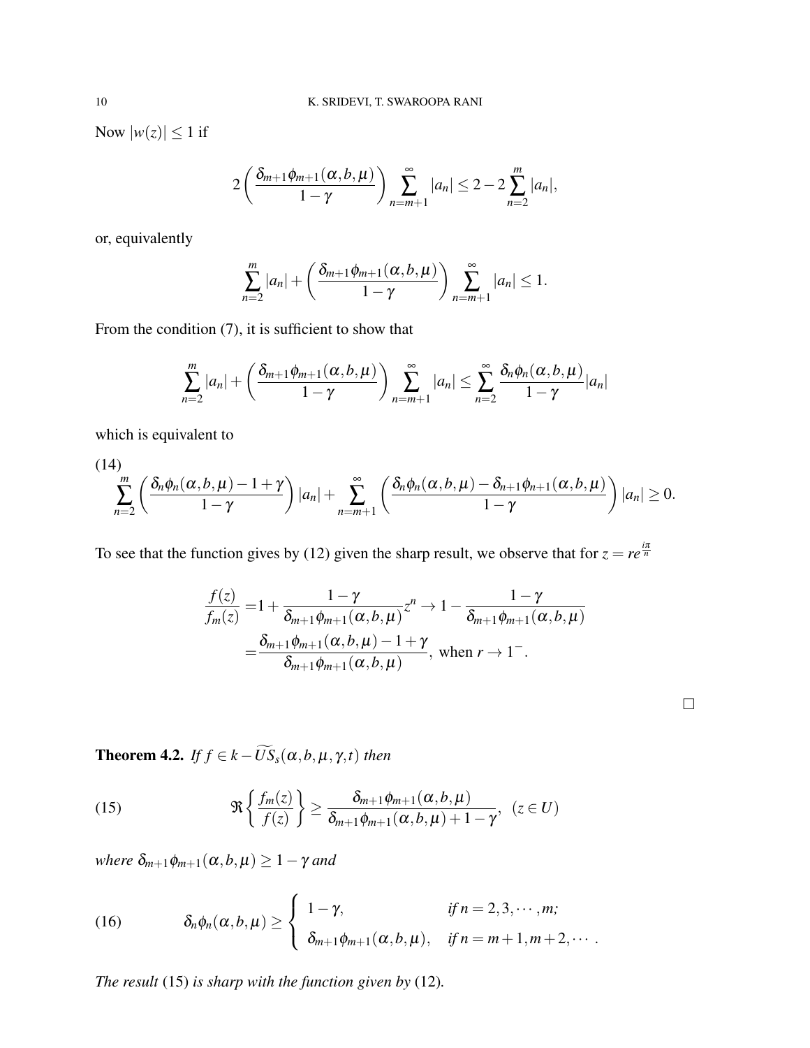Now $|w(z)| \leq 1$ if

$$2\left(\frac{\delta_{m+1}\phi_{m+1}(\alpha,b,\mu)}{1-\gamma}\right)\sum_{n=m+1}^{\infty}|a_n| \leq 2-2\sum_{n=2}^{m}|a_n|,$$

or, equivalently

$$\sum_{n=2}^{m}|a_n| + \left(\frac{\delta_{m+1}\phi_{m+1}(\alpha,b,\mu)}{1-\gamma}\right)\sum_{n=m+1}^{\infty}|a_n| \leq 1.$$

From the condition (7), it is sufficient to show that

$$\sum_{n=2}^{m}|a_n| + \left(\frac{\delta_{m+1}\phi_{m+1}(\alpha,b,\mu)}{1-\gamma}\right)\sum_{n=m+1}^{\infty}|a_n| \leq \sum_{n=2}^{\infty}\frac{\delta_n\phi_n(\alpha,b,\mu)}{1-\gamma}|a_n|$$

which is equivalent to

$$\sum_{n=2}^{m}\left(\frac{\delta_n\phi_n(\alpha,b,\mu)-1+\gamma}{1-\gamma}\right)|a_n| + \sum_{n=m+1}^{\infty}\left(\frac{\delta_n\phi_n(\alpha,b,\mu)-\delta_{n+1}\phi_{n+1}(\alpha,b,\mu)}{1-\gamma}\right)|a_n| \geq 0. \tag{14}$$

To see that the function gives by (12) given the sharp result, we observe that for $z = re^{\frac{i\pi}{n}}$

$$\begin{aligned}\frac{f(z)}{f_m(z)} =& 1+\frac{1-\gamma}{\delta_{m+1}\phi_{m+1}(\alpha,b,\mu)}z^n \to 1-\frac{1-\gamma}{\delta_{m+1}\phi_{m+1}(\alpha,b,\mu)}\\ =& \frac{\delta_{m+1}\phi_{m+1}(\alpha,b,\mu)-1+\gamma}{\delta_{m+1}\phi_{m+1}(\alpha,b,\mu)}, \text{ when } r \to 1^-.\end{aligned}$$

□

**Theorem 4.2.** *If $f \in k-\widetilde{US}_s(\alpha,b,\mu,\gamma,t)$ then*

$$\Re\left\{\frac{f_m(z)}{f(z)}\right\} \geq \frac{\delta_{m+1}\phi_{m+1}(\alpha,b,\mu)}{\delta_{m+1}\phi_{m+1}(\alpha,b,\mu)+1-\gamma}, \quad (z \in U) \tag{15}$$

*where $\delta_{m+1}\phi_{m+1}(\alpha,b,\mu) \geq 1-\gamma$ and*

$$\delta_n\phi_n(\alpha,b,\mu) \geq \begin{cases} 1-\gamma, & \text{if } n = 2,3,\cdots,m; \\ \delta_{m+1}\phi_{m+1}(\alpha,b,\mu), & \text{if } n = m+1, m+2,\cdots. \end{cases} \tag{16}$$

*The result* (15) *is sharp with the function given by* (12).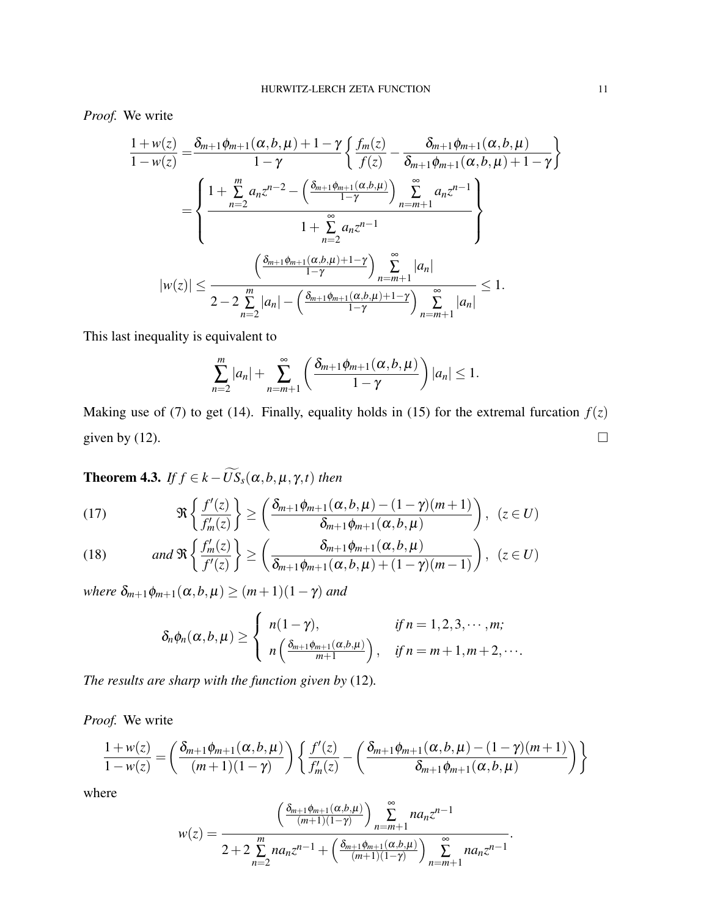*Proof.* We write

$$\frac{1+w(z)}{1-w(z)} = \frac{\delta_{m+1}\phi_{m+1}(\alpha,b,\mu)+1-\gamma}{1-\gamma}\left\{\frac{f_m(z)}{f(z)} - \frac{\delta_{m+1}\phi_{m+1}(\alpha,b,\mu)}{\delta_{m+1}\phi_{m+1}(\alpha,b,\mu)+1-\gamma}\right\}$$

$$= \left\{\frac{1+\sum\limits_{n=2}^{m} a_n z^{n-2} - \left(\frac{\delta_{m+1}\phi_{m+1}(\alpha,b,\mu)}{1-\gamma}\right)\sum\limits_{n=m+1}^{\infty} a_n z^{n-1}}{1+\sum\limits_{n=2}^{\infty} a_n z^{n-1}}\right\}$$

$$|w(z)| \leq \frac{\left(\frac{\delta_{m+1}\phi_{m+1}(\alpha,b,\mu)+1-\gamma}{1-\gamma}\right)\sum\limits_{n=m+1}^{\infty}|a_n|}{2-2\sum\limits_{n=2}^{m}|a_n| - \left(\frac{\delta_{m+1}\phi_{m+1}(\alpha,b,\mu)+1-\gamma}{1-\gamma}\right)\sum\limits_{n=m+1}^{\infty}|a_n|} \leq 1.$$

This last inequality is equivalent to

$$\sum_{n=2}^{m}|a_n| + \sum_{n=m+1}^{\infty}\left(\frac{\delta_{m+1}\phi_{m+1}(\alpha,b,\mu)}{1-\gamma}\right)|a_n| \leq 1.$$

Making use of (7) to get (14). Finally, equality holds in (15) for the extremal furcation $f(z)$ given by (12). $\square$

**Theorem 4.3.** *If $f \in k-\widetilde{US}_s(\alpha,b,\mu,\gamma,t)$ then*

$$\Re\left\{\frac{f'(z)}{f'_m(z)}\right\} \geq \left(\frac{\delta_{m+1}\phi_{m+1}(\alpha,b,\mu)-(1-\gamma)(m+1)}{\delta_{m+1}\phi_{m+1}(\alpha,b,\mu)}\right), \quad (z \in U) \tag{17}$$

$$\text{and } \Re\left\{\frac{f'_m(z)}{f'(z)}\right\} \geq \left(\frac{\delta_{m+1}\phi_{m+1}(\alpha,b,\mu)}{\delta_{m+1}\phi_{m+1}(\alpha,b,\mu)+(1-\gamma)(m-1)}\right), \quad (z \in U) \tag{18}$$

*where $\delta_{m+1}\phi_{m+1}(\alpha,b,\mu) \geq (m+1)(1-\gamma)$ and*

$$\delta_n\phi_n(\alpha,b,\mu) \geq \begin{cases} n(1-\gamma), & \text{if } n = 1,2,3,\cdots,m; \\ n\left(\frac{\delta_{m+1}\phi_{m+1}(\alpha,b,\mu)}{m+1}\right), & \text{if } n = m+1,m+2,\cdots. \end{cases}$$

*The results are sharp with the function given by* (12).

*Proof.* We write

$$\frac{1+w(z)}{1-w(z)} = \left(\frac{\delta_{m+1}\phi_{m+1}(\alpha,b,\mu)}{(m+1)(1-\gamma)}\right)\left\{\frac{f'(z)}{f'_m(z)} - \left(\frac{\delta_{m+1}\phi_{m+1}(\alpha,b,\mu)-(1-\gamma)(m+1)}{\delta_{m+1}\phi_{m+1}(\alpha,b,\mu)}\right)\right\}$$

where

$$w(z) = \frac{\left(\frac{\delta_{m+1}\phi_{m+1}(\alpha,b,\mu)}{(m+1)(1-\gamma)}\right)\sum\limits_{n=m+1}^{\infty} n a_n z^{n-1}}{2+2\sum\limits_{n=2}^{m} n a_n z^{n-1} + \left(\frac{\delta_{m+1}\phi_{m+1}(\alpha,b,\mu)}{(m+1)(1-\gamma)}\right)\sum\limits_{n=m+1}^{\infty} n a_n z^{n-1}}.$$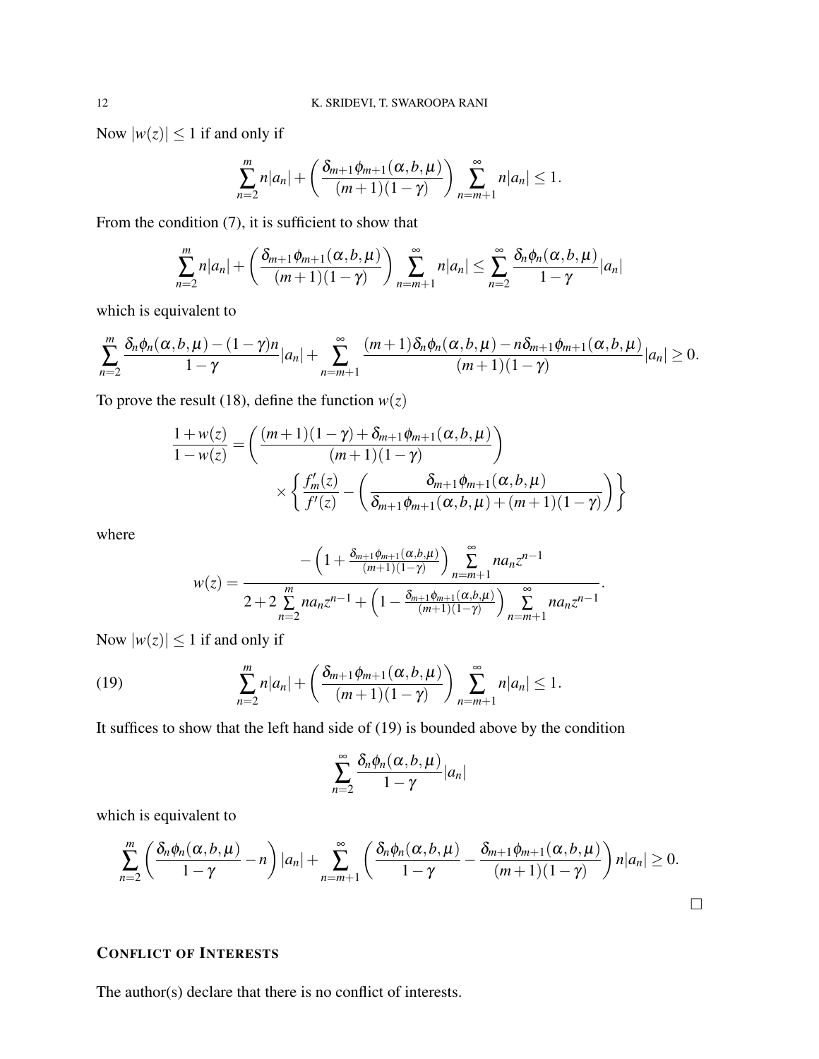Now $|w(z)| \leq 1$ if and only if

$$\sum_{n=2}^{m} n|a_n| + \left( \frac{\delta_{m+1}\phi_{m+1}(\alpha,b,\mu)}{(m+1)(1-\gamma)} \right) \sum_{n=m+1}^{\infty} n|a_n| \leq 1.$$

From the condition (7), it is sufficient to show that

$$\sum_{n=2}^{m} n|a_n| + \left( \frac{\delta_{m+1}\phi_{m+1}(\alpha,b,\mu)}{(m+1)(1-\gamma)} \right) \sum_{n=m+1}^{\infty} n|a_n| \leq \sum_{n=2}^{\infty} \frac{\delta_n\phi_n(\alpha,b,\mu)}{1-\gamma}|a_n|$$

which is equivalent to

$$\sum_{n=2}^{m} \frac{\delta_n\phi_n(\alpha,b,\mu)-(1-\gamma)n}{1-\gamma}|a_n| + \sum_{n=m+1}^{\infty} \frac{(m+1)\delta_n\phi_n(\alpha,b,\mu)-n\delta_{m+1}\phi_{m+1}(\alpha,b,\mu)}{(m+1)(1-\gamma)}|a_n| \geq 0.$$

To prove the result (18), define the function $w(z)$

$$\frac{1+w(z)}{1-w(z)} = \left( \frac{(m+1)(1-\gamma)+\delta_{m+1}\phi_{m+1}(\alpha,b,\mu)}{(m+1)(1-\gamma)} \right) \times \left\{ \frac{f_m'(z)}{f'(z)} - \left( \frac{\delta_{m+1}\phi_{m+1}(\alpha,b,\mu)}{\delta_{m+1}\phi_{m+1}(\alpha,b,\mu)+(m+1)(1-\gamma)} \right) \right\}$$

where

$$w(z) = \frac{-\left(1+\frac{\delta_{m+1}\phi_{m+1}(\alpha,b,\mu)}{(m+1)(1-\gamma)}\right)\sum\limits_{n=m+1}^{\infty} na_nz^{n-1}}{2+2\sum\limits_{n=2}^{m} na_nz^{n-1} + \left(1-\frac{\delta_{m+1}\phi_{m+1}(\alpha,b,\mu)}{(m+1)(1-\gamma)}\right)\sum\limits_{n=m+1}^{\infty} na_nz^{n-1}}.$$

Now $|w(z)| \leq 1$ if and only if

$$\sum_{n=2}^{m} n|a_n| + \left( \frac{\delta_{m+1}\phi_{m+1}(\alpha,b,\mu)}{(m+1)(1-\gamma)} \right) \sum_{n=m+1}^{\infty} n|a_n| \leq 1. \tag{19}$$

It suffices to show that the left hand side of (19) is bounded above by the condition

$$\sum_{n=2}^{\infty} \frac{\delta_n\phi_n(\alpha,b,\mu)}{1-\gamma}|a_n|$$

which is equivalent to

$$\sum_{n=2}^{m} \left( \frac{\delta_n\phi_n(\alpha,b,\mu)}{1-\gamma} - n \right)|a_n| + \sum_{n=m+1}^{\infty} \left( \frac{\delta_n\phi_n(\alpha,b,\mu)}{1-\gamma} - \frac{\delta_{m+1}\phi_{m+1}(\alpha,b,\mu)}{(m+1)(1-\gamma)} \right) n|a_n| \geq 0.$$

□

## CONFLICT OF INTERESTS

The author(s) declare that there is no conflict of interests.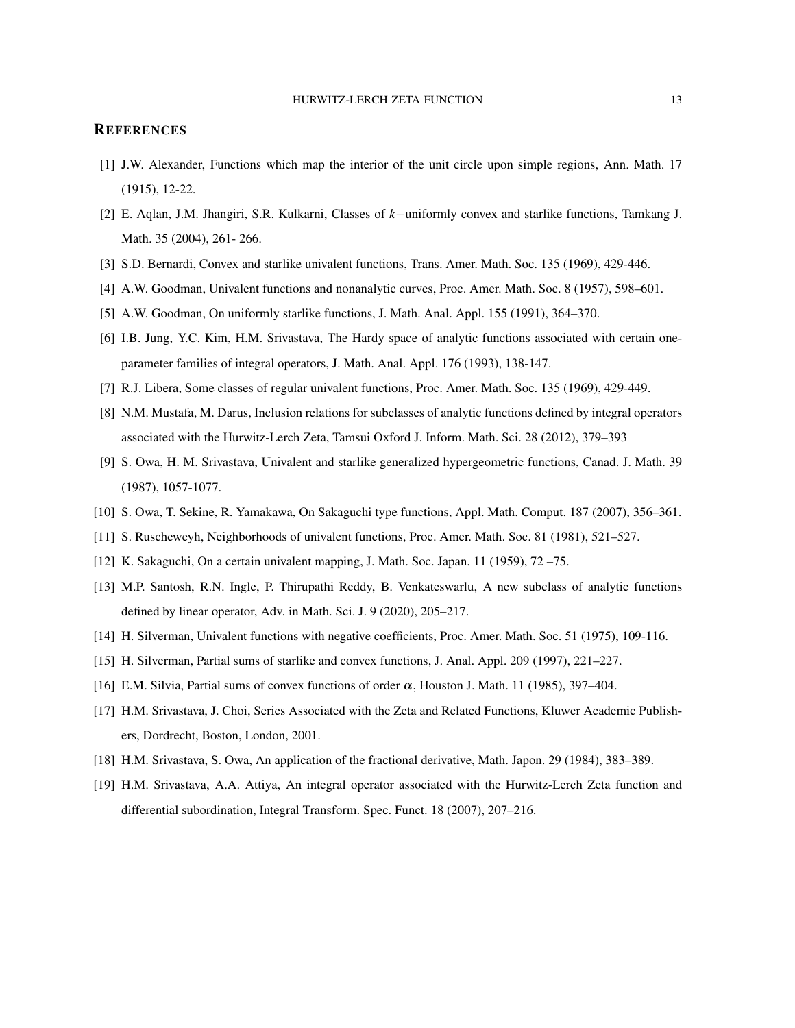## REFERENCES

[1] J.W. Alexander, Functions which map the interior of the unit circle upon simple regions, Ann. Math. 17 (1915), 12-22.

[2] E. Aqlan, J.M. Jhangiri, S.R. Kulkarni, Classes of $k-$uniformly convex and starlike functions, Tamkang J. Math. 35 (2004), 261- 266.

[3] S.D. Bernardi, Convex and starlike univalent functions, Trans. Amer. Math. Soc. 135 (1969), 429-446.

[4] A.W. Goodman, Univalent functions and nonanalytic curves, Proc. Amer. Math. Soc. 8 (1957), 598–601.

[5] A.W. Goodman, On uniformly starlike functions, J. Math. Anal. Appl. 155 (1991), 364–370.

[6] I.B. Jung, Y.C. Kim, H.M. Srivastava, The Hardy space of analytic functions associated with certain one-parameter families of integral operators, J. Math. Anal. Appl. 176 (1993), 138-147.

[7] R.J. Libera, Some classes of regular univalent functions, Proc. Amer. Math. Soc. 135 (1969), 429-449.

[8] N.M. Mustafa, M. Darus, Inclusion relations for subclasses of analytic functions defined by integral operators associated with the Hurwitz-Lerch Zeta, Tamsui Oxford J. Inform. Math. Sci. 28 (2012), 379–393

[9] S. Owa, H. M. Srivastava, Univalent and starlike generalized hypergeometric functions, Canad. J. Math. 39 (1987), 1057-1077.

[10] S. Owa, T. Sekine, R. Yamakawa, On Sakaguchi type functions, Appl. Math. Comput. 187 (2007), 356–361.

[11] S. Ruscheweyh, Neighborhoods of univalent functions, Proc. Amer. Math. Soc. 81 (1981), 521–527.

[12] K. Sakaguchi, On a certain univalent mapping, J. Math. Soc. Japan. 11 (1959), 72 –75.

[13] M.P. Santosh, R.N. Ingle, P. Thirupathi Reddy, B. Venkateswarlu, A new subclass of analytic functions defined by linear operator, Adv. in Math. Sci. J. 9 (2020), 205–217.

[14] H. Silverman, Univalent functions with negative coefficients, Proc. Amer. Math. Soc. 51 (1975), 109-116.

[15] H. Silverman, Partial sums of starlike and convex functions, J. Anal. Appl. 209 (1997), 221–227.

[16] E.M. Silvia, Partial sums of convex functions of order $\alpha$, Houston J. Math. 11 (1985), 397–404.

[17] H.M. Srivastava, J. Choi, Series Associated with the Zeta and Related Functions, Kluwer Academic Publishers, Dordrecht, Boston, London, 2001.

[18] H.M. Srivastava, S. Owa, An application of the fractional derivative, Math. Japon. 29 (1984), 383–389.

[19] H.M. Srivastava, A.A. Attiya, An integral operator associated with the Hurwitz-Lerch Zeta function and differential subordination, Integral Transform. Spec. Funct. 18 (2007), 207–216.